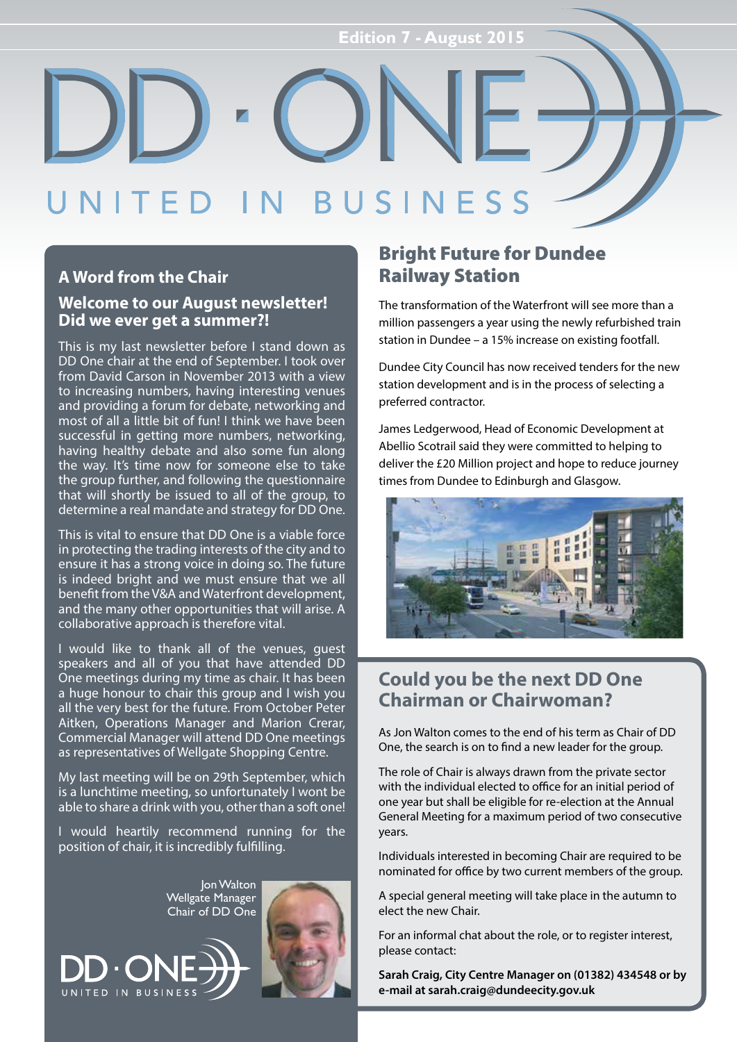Edition 7 - August 2015

# DD · ONE

UNITED IN BUSINESS

## A Word from the Chair

### Welcome to our August newsletter! Did we ever get a summer?!

This is my last newsletter before I stand down as DD One chair at the end of September. I took over from David Carson in November 2013 with a view to increasing numbers, having interesting venues and providing a forum for debate, networking and most of all a little bit of fun! I think we have been successful in getting more numbers, networking, having healthy debate and also some fun along the way. It's time now for someone else to take the group further, and following the questionnaire that will shortly be issued to all of the group, to determine a real mandate and strategy for DD One.

This is vital to ensure that DD One is a viable force in protecting the trading interests of the city and to ensure it has a strong voice in doing so. The future is indeed bright and we must ensure that we all benefit from the V&A and Waterfront development, and the many other opportunities that will arise. A collaborative approach is therefore vital.

I would like to thank all of the venues, guest speakers and all of you that have attended DD One meetings during my time as chair. It has been a huge honour to chair this group and I wish you all the very best for the future. From October Peter Aitken, Operations Manager and Marion Crerar, Commercial Manager will attend DD One meetings as representatives of Wellgate Shopping Centre.

My last meeting will be on 29th September, which is a lunchtime meeting, so unfortunately I wont be able to share a drink with you, other than a soft one!

I would heartily recommend running for the position of chair, it is incredibly fulfilling.

Jon Walton
Wellgate Manager
Chair of DD One

## Bright Future for Dundee Railway Station

The transformation of the Waterfront will see more than a million passengers a year using the newly refurbished train station in Dundee – a 15% increase on existing footfall.

Dundee City Council has now received tenders for the new station development and is in the process of selecting a preferred contractor.

James Ledgerwood, Head of Economic Development at Abellio Scotrail said they were committed to helping to deliver the £20 Million project and hope to reduce journey times from Dundee to Edinburgh and Glasgow.

## Could you be the next DD One Chairman or Chairwoman?

As Jon Walton comes to the end of his term as Chair of DD One, the search is on to find a new leader for the group.

The role of Chair is always drawn from the private sector with the individual elected to office for an initial period of one year but shall be eligible for re-election at the Annual General Meeting for a maximum period of two consecutive years.

Individuals interested in becoming Chair are required to be nominated for office by two current members of the group.

A special general meeting will take place in the autumn to elect the new Chair.

For an informal chat about the role, or to register interest, please contact:

**Sarah Craig, City Centre Manager on (01382) 434548 or by e-mail at sarah.craig@dundeecity.gov.uk**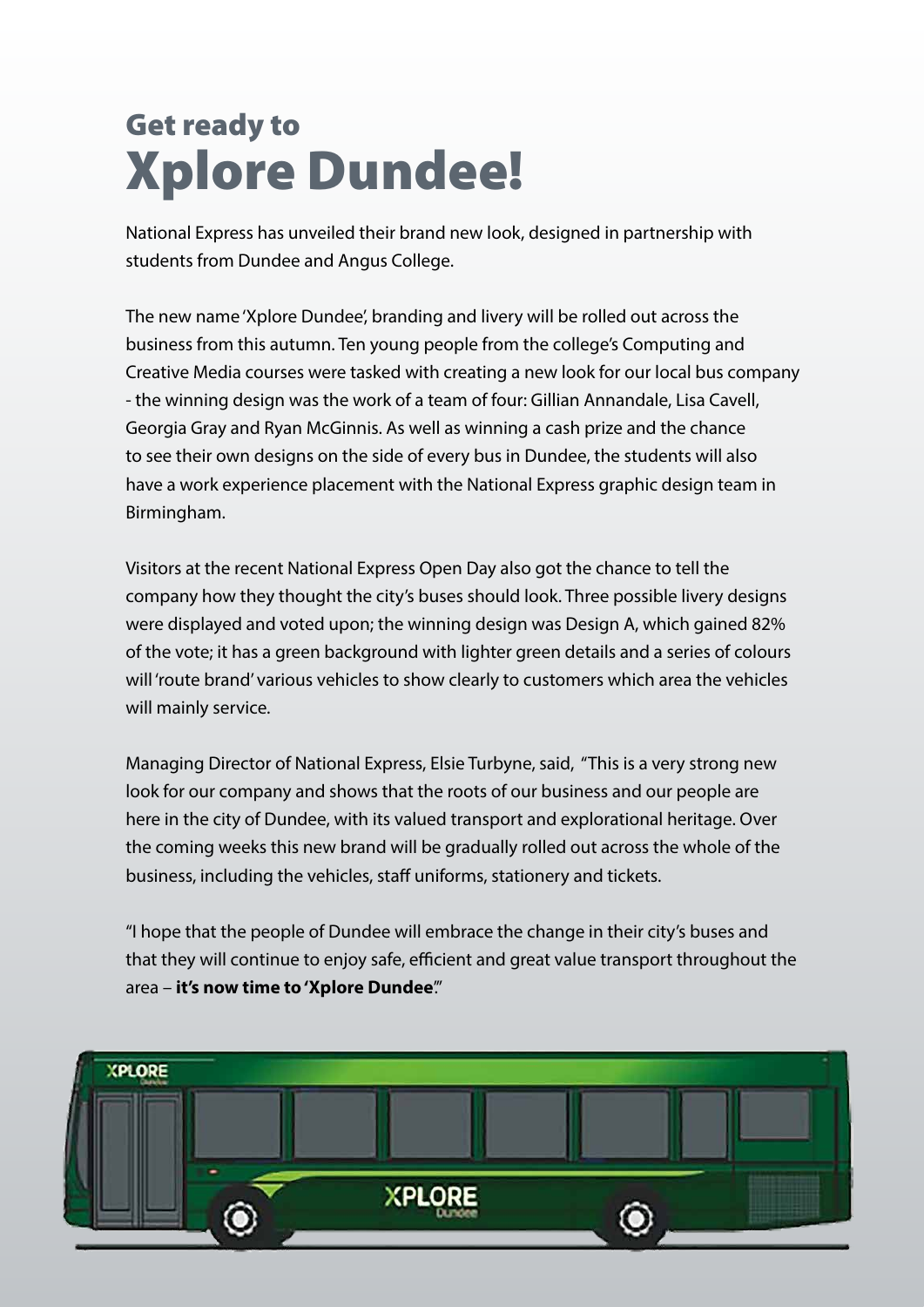## Get ready to

# Xplore Dundee!

National Express has unveiled their brand new look, designed in partnership with students from Dundee and Angus College.

The new name 'Xplore Dundee', branding and livery will be rolled out across the business from this autumn. Ten young people from the college's Computing and Creative Media courses were tasked with creating a new look for our local bus company - the winning design was the work of a team of four: Gillian Annandale, Lisa Cavell, Georgia Gray and Ryan McGinnis. As well as winning a cash prize and the chance to see their own designs on the side of every bus in Dundee, the students will also have a work experience placement with the National Express graphic design team in Birmingham.

Visitors at the recent National Express Open Day also got the chance to tell the company how they thought the city's buses should look. Three possible livery designs were displayed and voted upon; the winning design was Design A, which gained 82% of the vote; it has a green background with lighter green details and a series of colours will 'route brand' various vehicles to show clearly to customers which area the vehicles will mainly service.

Managing Director of National Express, Elsie Turbyne, said, "This is a very strong new look for our company and shows that the roots of our business and our people are here in the city of Dundee, with its valued transport and explorational heritage. Over the coming weeks this new brand will be gradually rolled out across the whole of the business, including the vehicles, staff uniforms, stationery and tickets.

"I hope that the people of Dundee will embrace the change in their city's buses and that they will continue to enjoy safe, efficient and great value transport throughout the area – **it's now time to 'Xplore Dundee**'."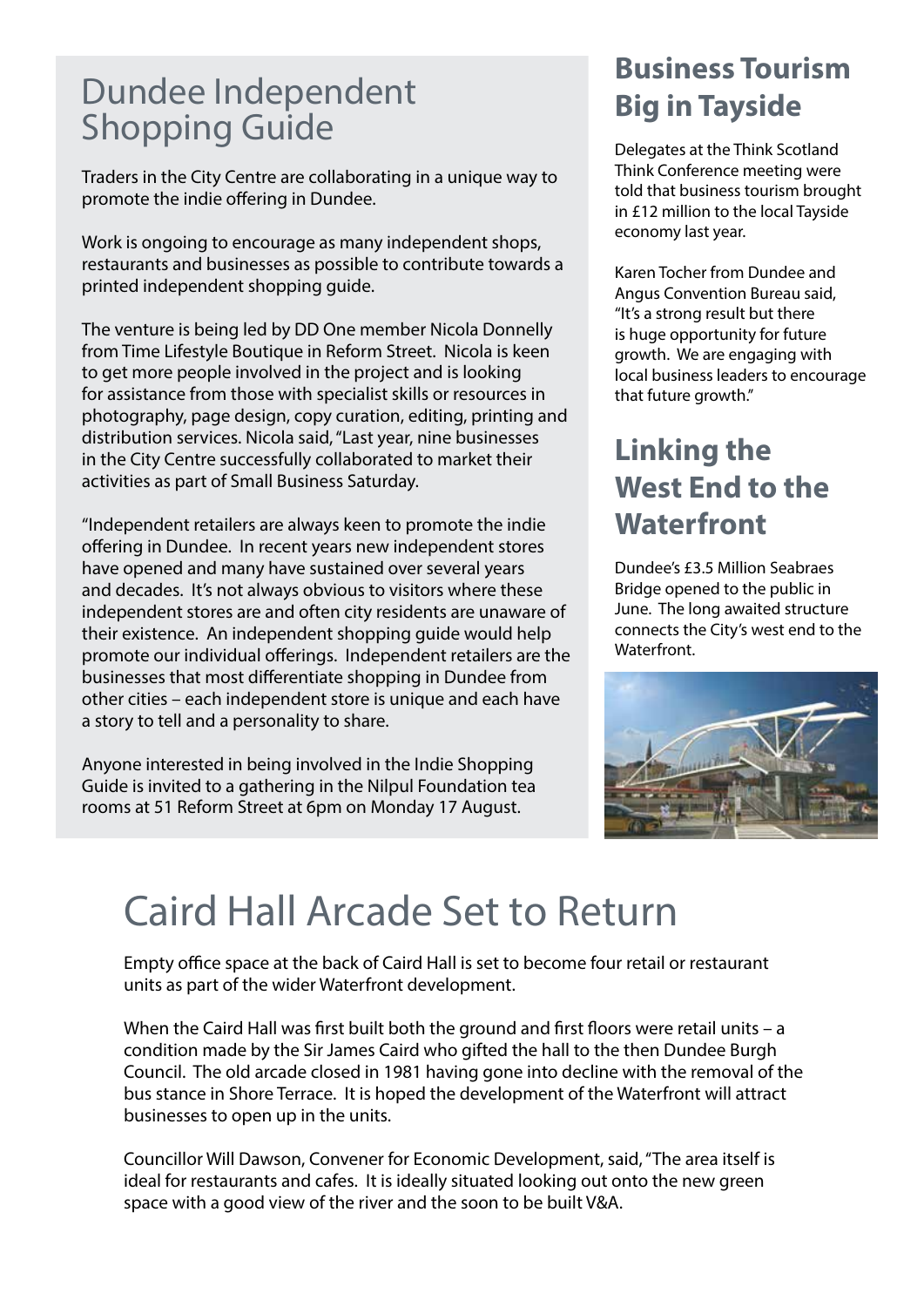## Dundee Independent Shopping Guide

Traders in the City Centre are collaborating in a unique way to promote the indie offering in Dundee.

Work is ongoing to encourage as many independent shops, restaurants and businesses as possible to contribute towards a printed independent shopping guide.

The venture is being led by DD One member Nicola Donnelly from Time Lifestyle Boutique in Reform Street. Nicola is keen to get more people involved in the project and is looking for assistance from those with specialist skills or resources in photography, page design, copy curation, editing, printing and distribution services. Nicola said, "Last year, nine businesses in the City Centre successfully collaborated to market their activities as part of Small Business Saturday.

"Independent retailers are always keen to promote the indie offering in Dundee. In recent years new independent stores have opened and many have sustained over several years and decades. It's not always obvious to visitors where these independent stores are and often city residents are unaware of their existence. An independent shopping guide would help promote our individual offerings. Independent retailers are the businesses that most differentiate shopping in Dundee from other cities – each independent store is unique and each have a story to tell and a personality to share.

Anyone interested in being involved in the Indie Shopping Guide is invited to a gathering in the Nilpul Foundation tea rooms at 51 Reform Street at 6pm on Monday 17 August.

## Business Tourism Big in Tayside

Delegates at the Think Scotland Think Conference meeting were told that business tourism brought in £12 million to the local Tayside economy last year.

Karen Tocher from Dundee and Angus Convention Bureau said, "It's a strong result but there is huge opportunity for future growth. We are engaging with local business leaders to encourage that future growth."

## Linking the West End to the Waterfront

Dundee's £3.5 Million Seabraes Bridge opened to the public in June. The long awaited structure connects the City's west end to the Waterfront.

# Caird Hall Arcade Set to Return

Empty office space at the back of Caird Hall is set to become four retail or restaurant units as part of the wider Waterfront development.

When the Caird Hall was first built both the ground and first floors were retail units – a condition made by the Sir James Caird who gifted the hall to the then Dundee Burgh Council. The old arcade closed in 1981 having gone into decline with the removal of the bus stance in Shore Terrace. It is hoped the development of the Waterfront will attract businesses to open up in the units.

Councillor Will Dawson, Convener for Economic Development, said, "The area itself is ideal for restaurants and cafes. It is ideally situated looking out onto the new green space with a good view of the river and the soon to be built V&A.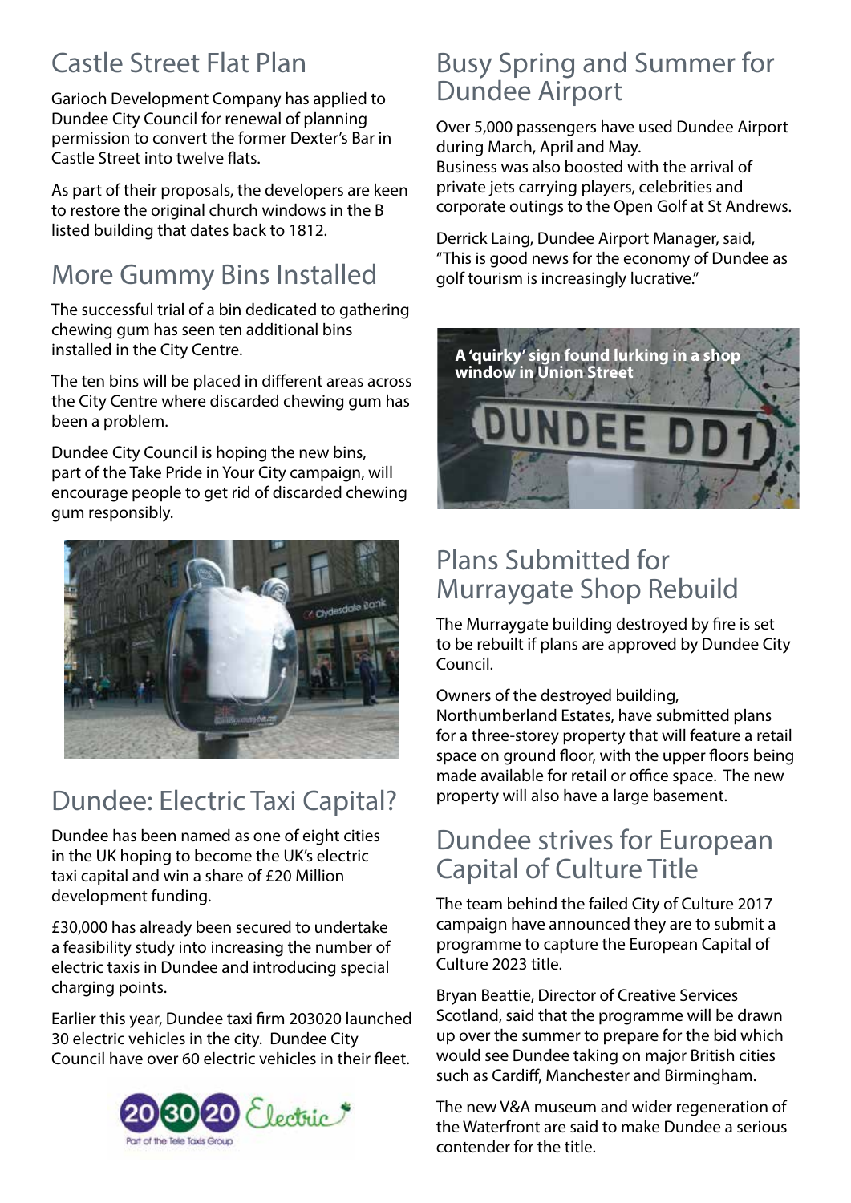## Castle Street Flat Plan

Garioch Development Company has applied to Dundee City Council for renewal of planning permission to convert the former Dexter's Bar in Castle Street into twelve flats.

As part of their proposals, the developers are keen to restore the original church windows in the B listed building that dates back to 1812.

## More Gummy Bins Installed

The successful trial of a bin dedicated to gathering chewing gum has seen ten additional bins installed in the City Centre.

The ten bins will be placed in different areas across the City Centre where discarded chewing gum has been a problem.

Dundee City Council is hoping the new bins, part of the Take Pride in Your City campaign, will encourage people to get rid of discarded chewing gum responsibly.

## Dundee: Electric Taxi Capital?

Dundee has been named as one of eight cities in the UK hoping to become the UK's electric taxi capital and win a share of £20 Million development funding.

£30,000 has already been secured to undertake a feasibility study into increasing the number of electric taxis in Dundee and introducing special charging points.

Earlier this year, Dundee taxi firm 203020 launched 30 electric vehicles in the city. Dundee City Council have over 60 electric vehicles in their fleet.

## Busy Spring and Summer for Dundee Airport

Over 5,000 passengers have used Dundee Airport during March, April and May.
Business was also boosted with the arrival of private jets carrying players, celebrities and corporate outings to the Open Golf at St Andrews.

Derrick Laing, Dundee Airport Manager, said, "This is good news for the economy of Dundee as golf tourism is increasingly lucrative."

**A 'quirky' sign found lurking in a shop window in Union Street**

## Plans Submitted for Murraygate Shop Rebuild

The Murraygate building destroyed by fire is set to be rebuilt if plans are approved by Dundee City Council.

Owners of the destroyed building, Northumberland Estates, have submitted plans for a three-storey property that will feature a retail space on ground floor, with the upper floors being made available for retail or office space. The new property will also have a large basement.

## Dundee strives for European Capital of Culture Title

The team behind the failed City of Culture 2017 campaign have announced they are to submit a programme to capture the European Capital of Culture 2023 title.

Bryan Beattie, Director of Creative Services Scotland, said that the programme will be drawn up over the summer to prepare for the bid which would see Dundee taking on major British cities such as Cardiff, Manchester and Birmingham.

The new V&A museum and wider regeneration of the Waterfront are said to make Dundee a serious contender for the title.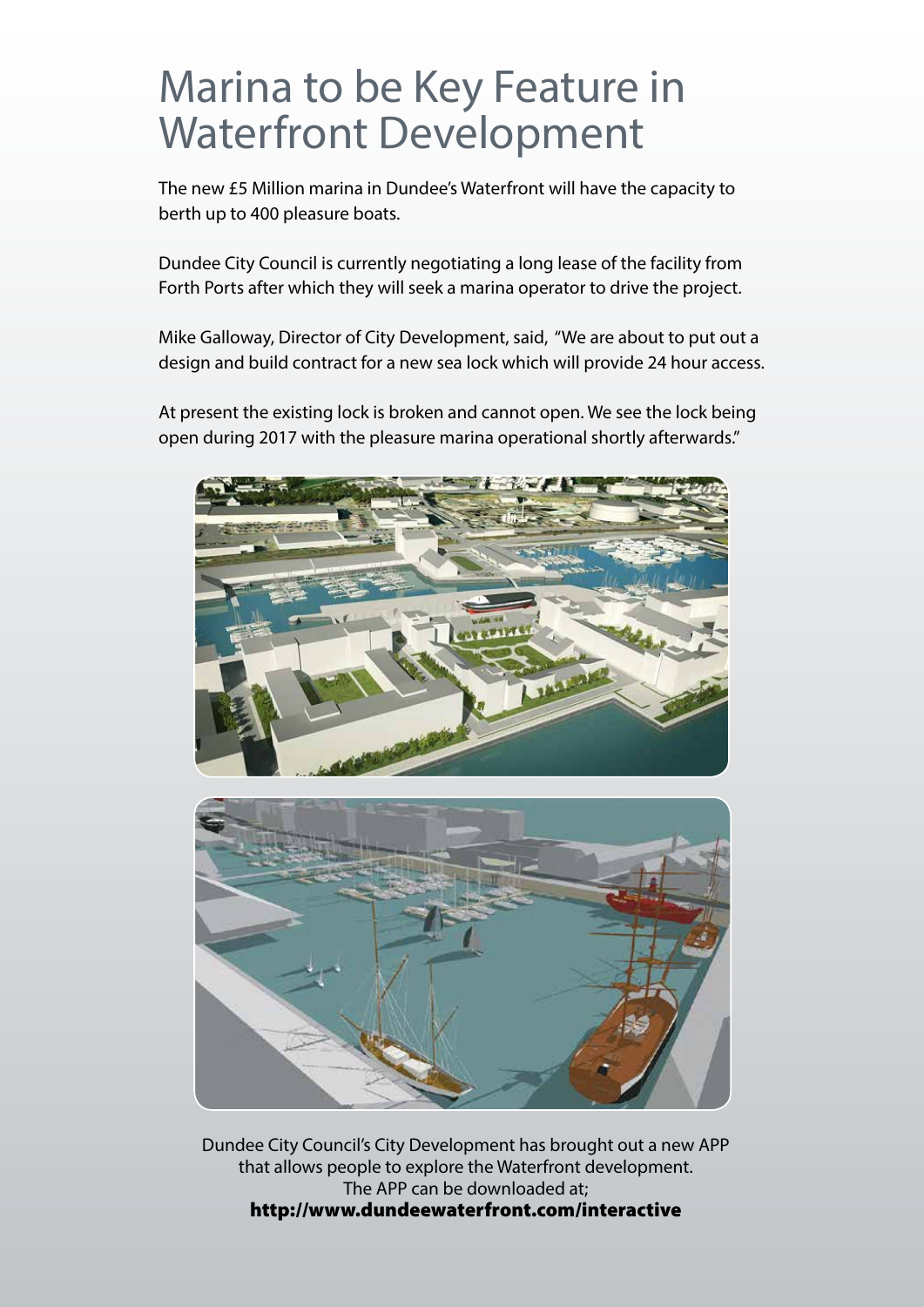# Marina to be Key Feature in Waterfront Development

The new £5 Million marina in Dundee's Waterfront will have the capacity to berth up to 400 pleasure boats.

Dundee City Council is currently negotiating a long lease of the facility from Forth Ports after which they will seek a marina operator to drive the project.

Mike Galloway, Director of City Development, said, "We are about to put out a design and build contract for a new sea lock which will provide 24 hour access.

At present the existing lock is broken and cannot open. We see the lock being open during 2017 with the pleasure marina operational shortly afterwards."

Dundee City Council's City Development has brought out a new APP that allows people to explore the Waterfront development. The APP can be downloaded at;
**http://www.dundeewaterfront.com/interactive**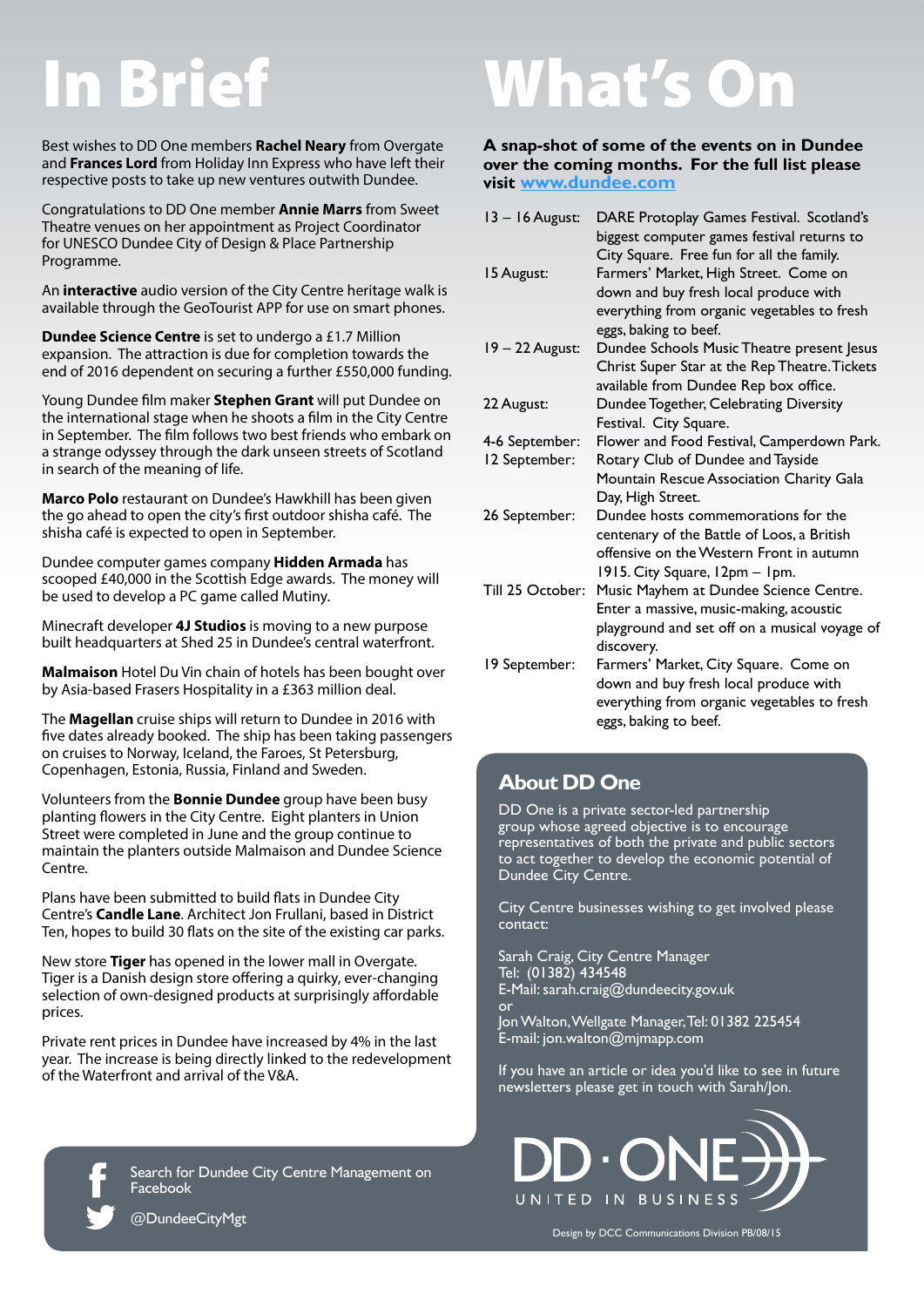# In Brief

Best wishes to DD One members **Rachel Neary** from Overgate and **Frances Lord** from Holiday Inn Express who have left their respective posts to take up new ventures outwith Dundee.

Congratulations to DD One member **Annie Marrs** from Sweet Theatre venues on her appointment as Project Coordinator for UNESCO Dundee City of Design & Place Partnership Programme.

An **interactive** audio version of the City Centre heritage walk is available through the GeoTourist APP for use on smart phones.

**Dundee Science Centre** is set to undergo a £1.7 Million expansion. The attraction is due for completion towards the end of 2016 dependent on securing a further £550,000 funding.

Young Dundee film maker **Stephen Grant** will put Dundee on the international stage when he shoots a film in the City Centre in September. The film follows two best friends who embark on a strange odyssey through the dark unseen streets of Scotland in search of the meaning of life.

**Marco Polo** restaurant on Dundee's Hawkhill has been given the go ahead to open the city's first outdoor shisha café. The shisha café is expected to open in September.

Dundee computer games company **Hidden Armada** has scooped £40,000 in the Scottish Edge awards. The money will be used to develop a PC game called Mutiny.

Minecraft developer **4J Studios** is moving to a new purpose built headquarters at Shed 25 in Dundee's central waterfront.

**Malmaison** Hotel Du Vin chain of hotels has been bought over by Asia-based Frasers Hospitality in a £363 million deal.

The **Magellan** cruise ships will return to Dundee in 2016 with five dates already booked. The ship has been taking passengers on cruises to Norway, Iceland, the Faroes, St Petersburg, Copenhagen, Estonia, Russia, Finland and Sweden.

Volunteers from the **Bonnie Dundee** group have been busy planting flowers in the City Centre. Eight planters in Union Street were completed in June and the group continue to maintain the planters outside Malmaison and Dundee Science Centre.

Plans have been submitted to build flats in Dundee City Centre's **Candle Lane**. Architect Jon Frullani, based in District Ten, hopes to build 30 flats on the site of the existing car parks.

New store **Tiger** has opened in the lower mall in Overgate. Tiger is a Danish design store offering a quirky, ever-changing selection of own-designed products at surprisingly affordable prices.

Private rent prices in Dundee have increased by 4% in the last year. The increase is being directly linked to the redevelopment of the Waterfront and arrival of the V&A.

Search for Dundee City Centre Management on Facebook

@DundeeCityMgt

# What's On

**A snap-shot of some of the events on in Dundee over the coming months. For the full list please visit [www.dundee.com](www.dundee.com)**

| | |
|---|---|
| 13 – 16 August: | DARE Protoplay Games Festival. Scotland's biggest computer games festival returns to City Square. Free fun for all the family. |
| 15 August: | Farmers' Market, High Street. Come on down and buy fresh local produce with everything from organic vegetables to fresh eggs, baking to beef. |
| 19 – 22 August: | Dundee Schools Music Theatre present Jesus Christ Super Star at the Rep Theatre. Tickets available from Dundee Rep box office. |
| 22 August: | Dundee Together, Celebrating Diversity Festival. City Square. |
| 4-6 September: | Flower and Food Festival, Camperdown Park. |
| 12 September: | Rotary Club of Dundee and Tayside Mountain Rescue Association Charity Gala Day, High Street. |
| 26 September: | Dundee hosts commemorations for the centenary of the Battle of Loos, a British offensive on the Western Front in autumn 1915. City Square, 12pm – 1pm. |
| Till 25 October: | Music Mayhem at Dundee Science Centre. Enter a massive, music-making, acoustic playground and set off on a musical voyage of discovery. |
| 19 September: | Farmers' Market, City Square. Come on down and buy fresh local produce with everything from organic vegetables to fresh eggs, baking to beef. |

## About DD One

DD One is a private sector-led partnership group whose agreed objective is to encourage representatives of both the private and public sectors to act together to develop the economic potential of Dundee City Centre.

City Centre businesses wishing to get involved please contact:

Sarah Craig, City Centre Manager
Tel: (01382) 434548
E-Mail: sarah.craig@dundeecity.gov.uk
or
Jon Walton, Wellgate Manager, Tel: 01382 225454
E-mail: jon.walton@mjmapp.com

If you have an article or idea you'd like to see in future newsletters please get in touch with Sarah/Jon.

DD · ONE
UNITED IN BUSINESS

Design by DCC Communications Division PB/08/15